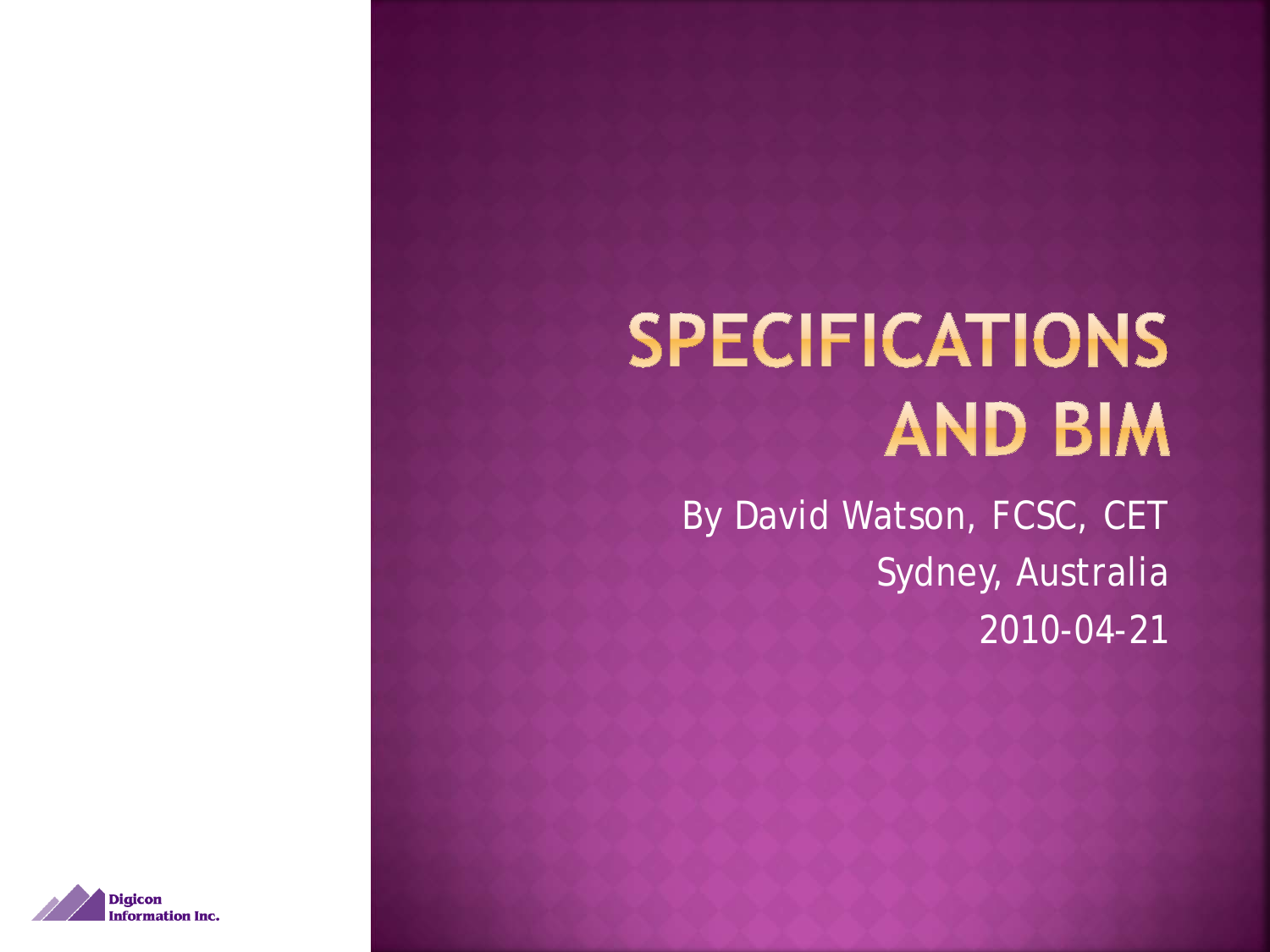# SPECIFICATIONS AND BIM

By David Watson, FCSC, CET

Sydney, Australia

2010-04-21

Digicon Information Inc.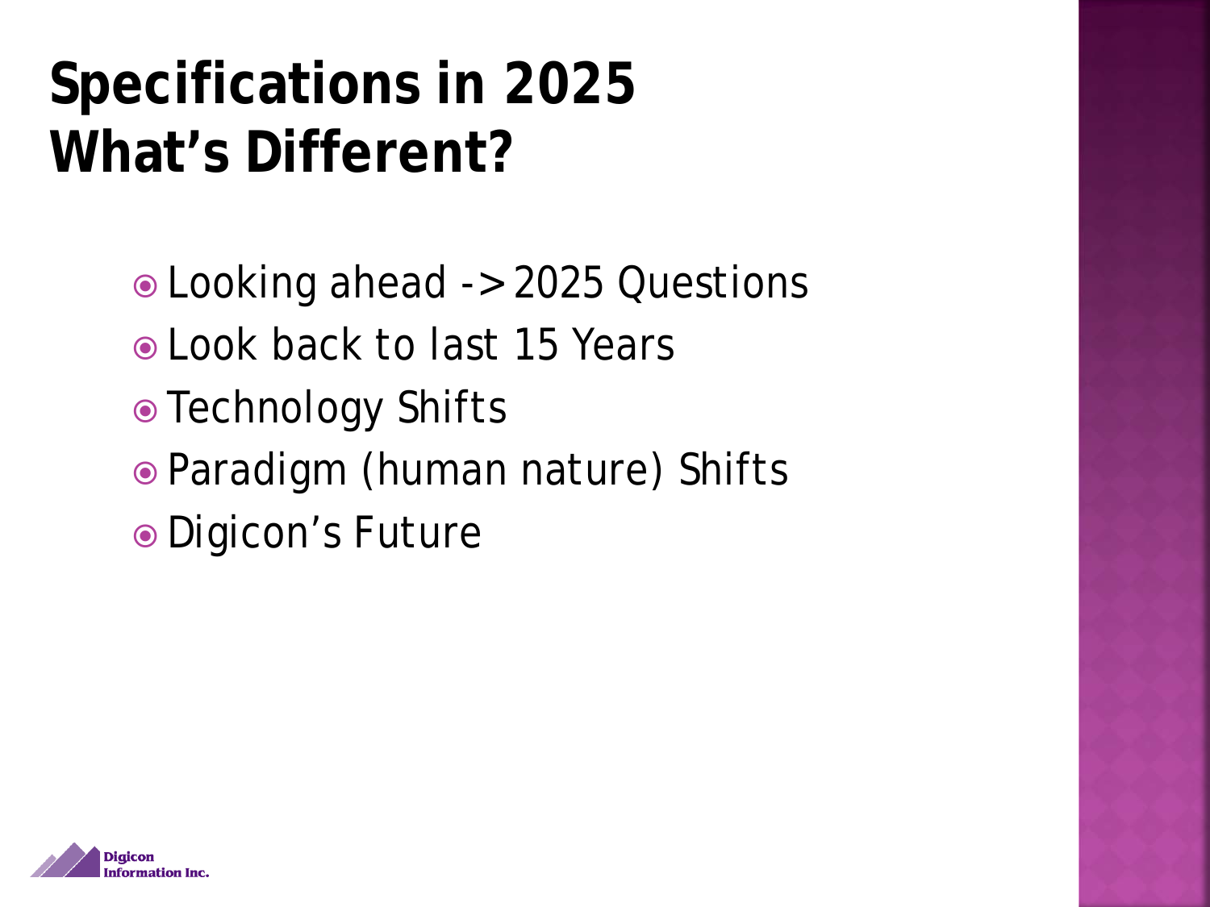# Specifications in 2025
# What's Different?

- Looking ahead -> 2025 Questions
- Look back to last 15 Years
- Technology Shifts
- Paradigm (human nature) Shifts
- Digicon's Future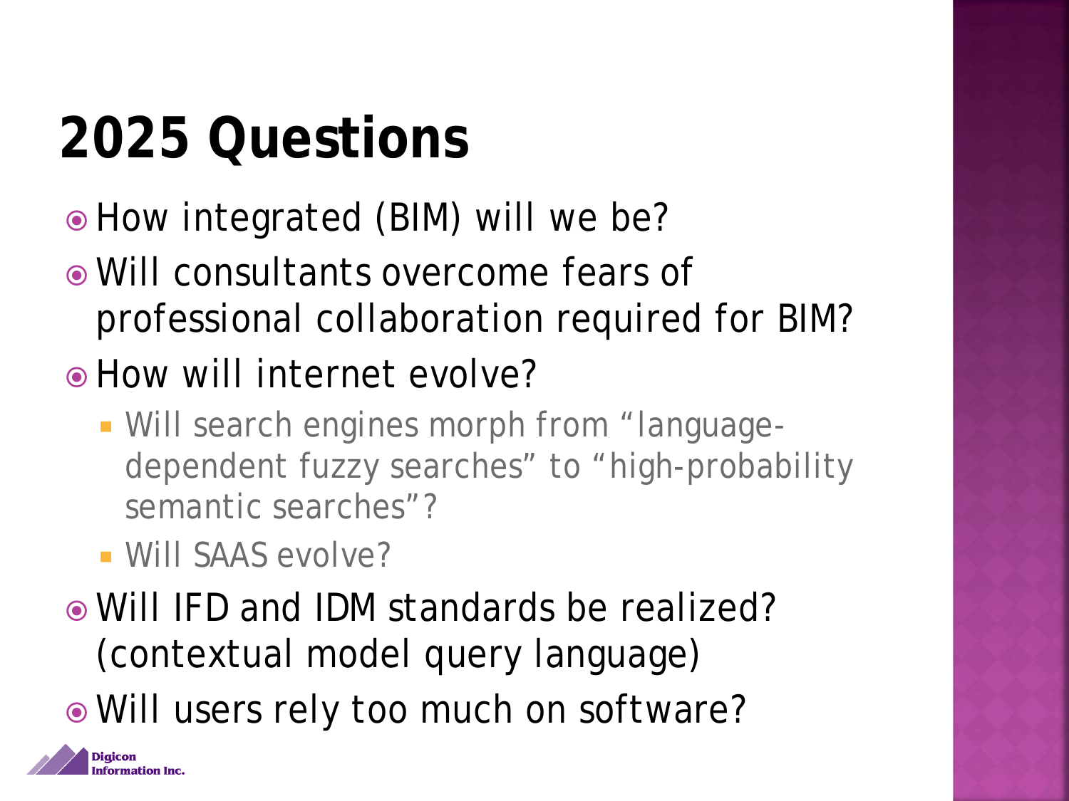# 2025 Questions

- How integrated (BIM) will we be?
- Will consultants overcome fears of professional collaboration required for BIM?
- How will internet evolve?
  - Will search engines morph from "language-dependent fuzzy searches" to "high-probability semantic searches"?
  - Will SAAS evolve?
- Will IFD and IDM standards be realized? (contextual model query language)
- Will users rely too much on software?

Digicon Information Inc.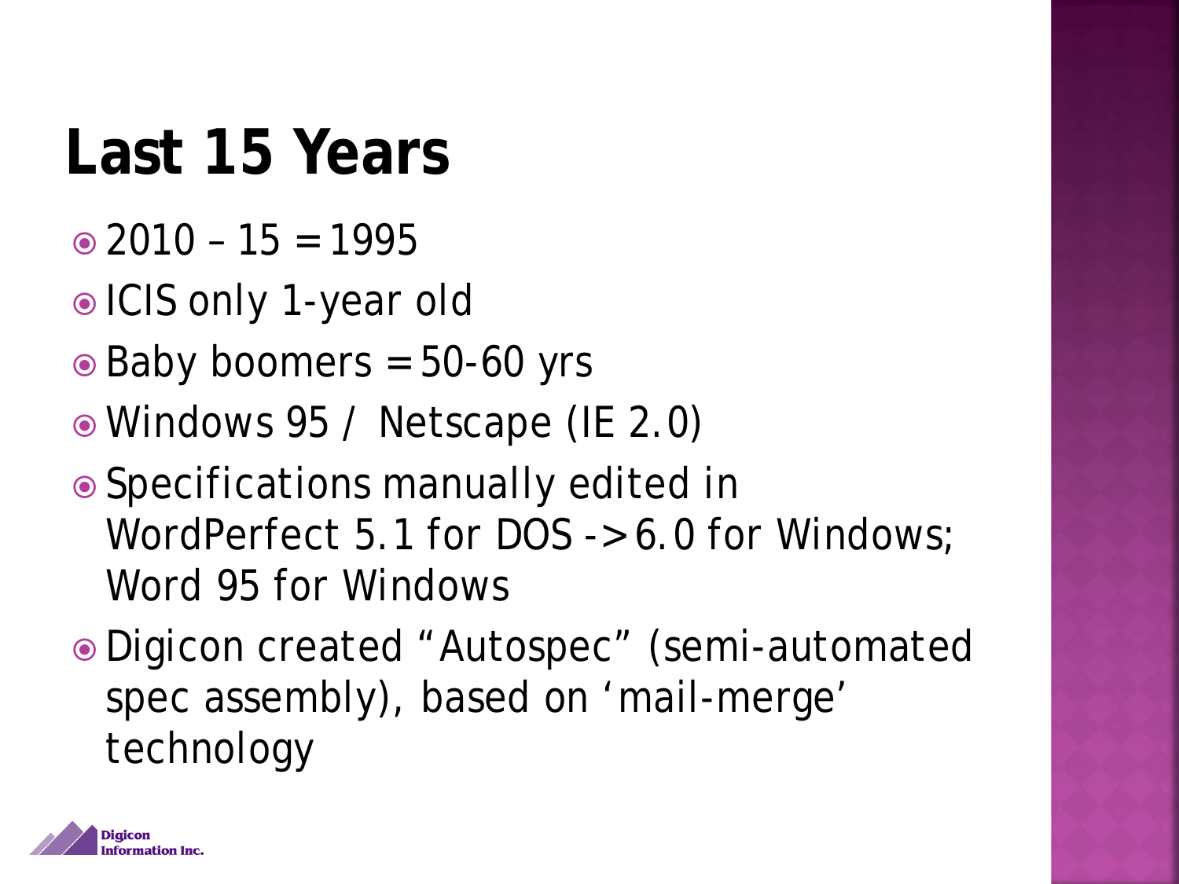# Last 15 Years

- 2010 – 15 = 1995
- ICIS only 1-year old
- Baby boomers = 50-60 yrs
- Windows 95 / Netscape (IE 2.0)
- Specifications manually edited in WordPerfect 5.1 for DOS -> 6.0 for Windows; Word 95 for Windows
- Digicon created "Autospec" (semi-automated spec assembly), based on 'mail-merge' technology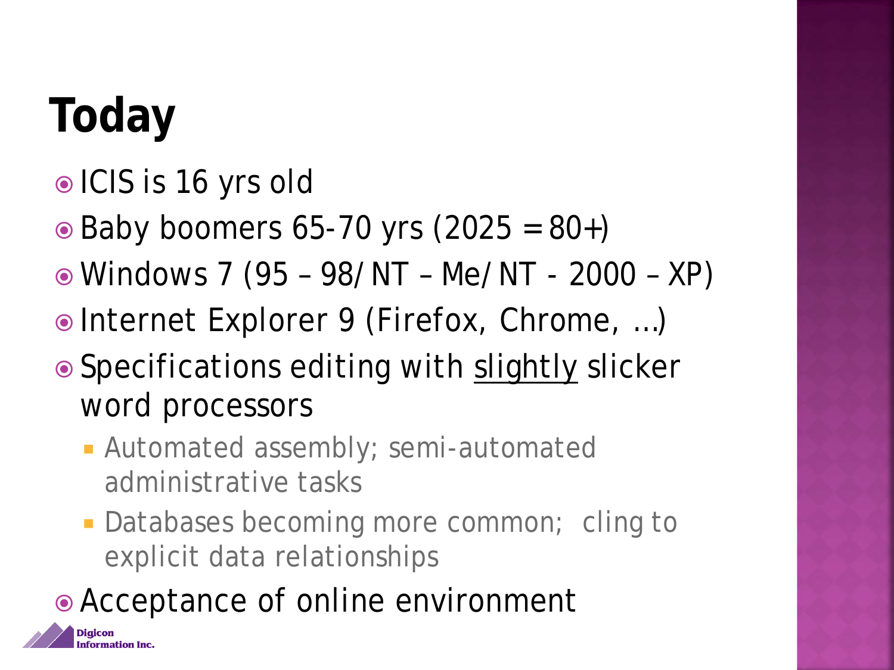# Today

- ICIS is 16 yrs old
- Baby boomers 65-70 yrs (2025 = 80+)
- Windows 7 (95 – 98/ NT – Me/ NT - 2000 – XP)
- Internet Explorer 9 (Firefox, Chrome, …)
- Specifications editing with slightly slicker word processors
  - Automated assembly; semi-automated administrative tasks
  - Databases becoming more common; cling to explicit data relationships
- Acceptance of online environment

Digicon Information Inc.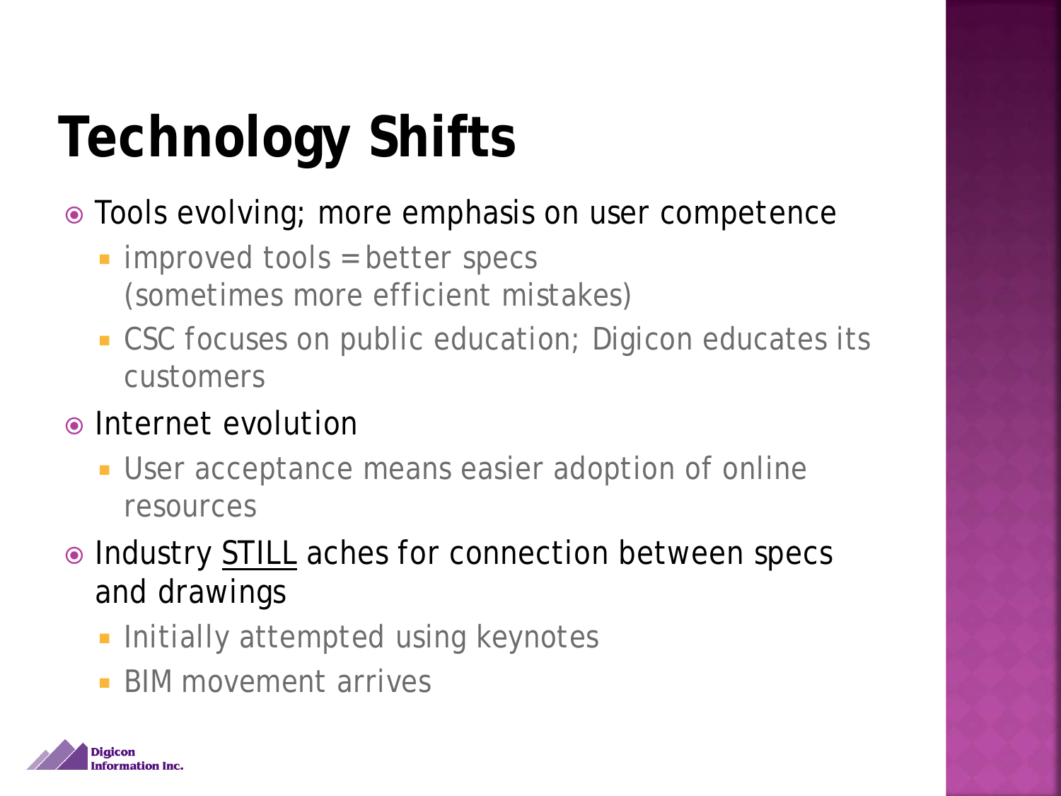# Technology Shifts

- Tools evolving; more emphasis on user competence
  - improved tools = better specs
    (sometimes more efficient mistakes)
  - CSC focuses on public education; Digicon educates its customers
- Internet evolution
  - User acceptance means easier adoption of online resources
- Industry STILL aches for connection between specs and drawings
  - Initially attempted using keynotes
  - BIM movement arrives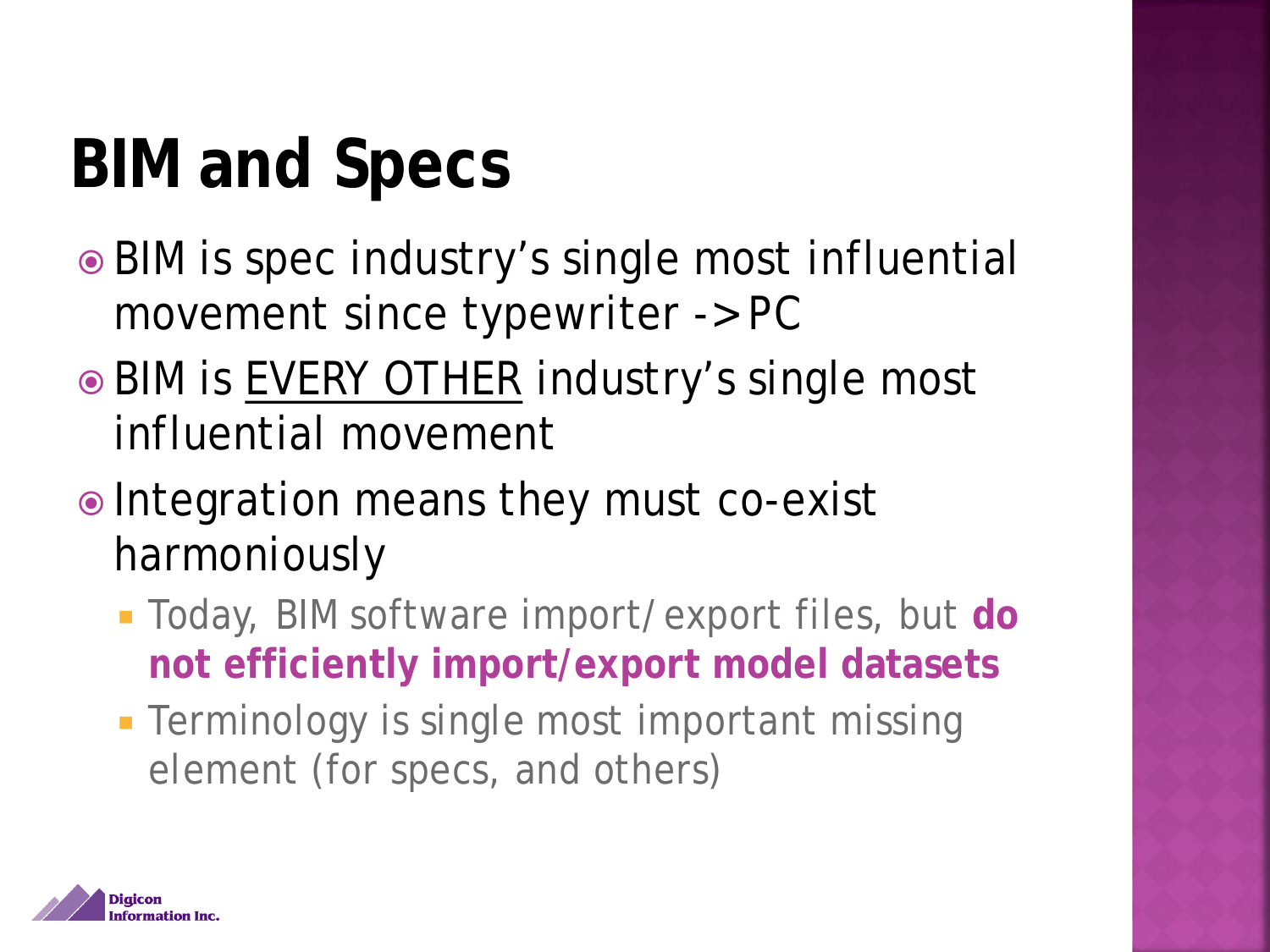# BIM and Specs

- BIM is spec industry's single most influential movement since typewriter -> PC
- BIM is <u>EVERY OTHER</u> industry's single most influential movement
- Integration means they must co-exist harmoniously
  - Today, BIM software import/export files, but **do not efficiently import/export model datasets**
  - Terminology is single most important missing element (for specs, and others)

Digicon Information Inc.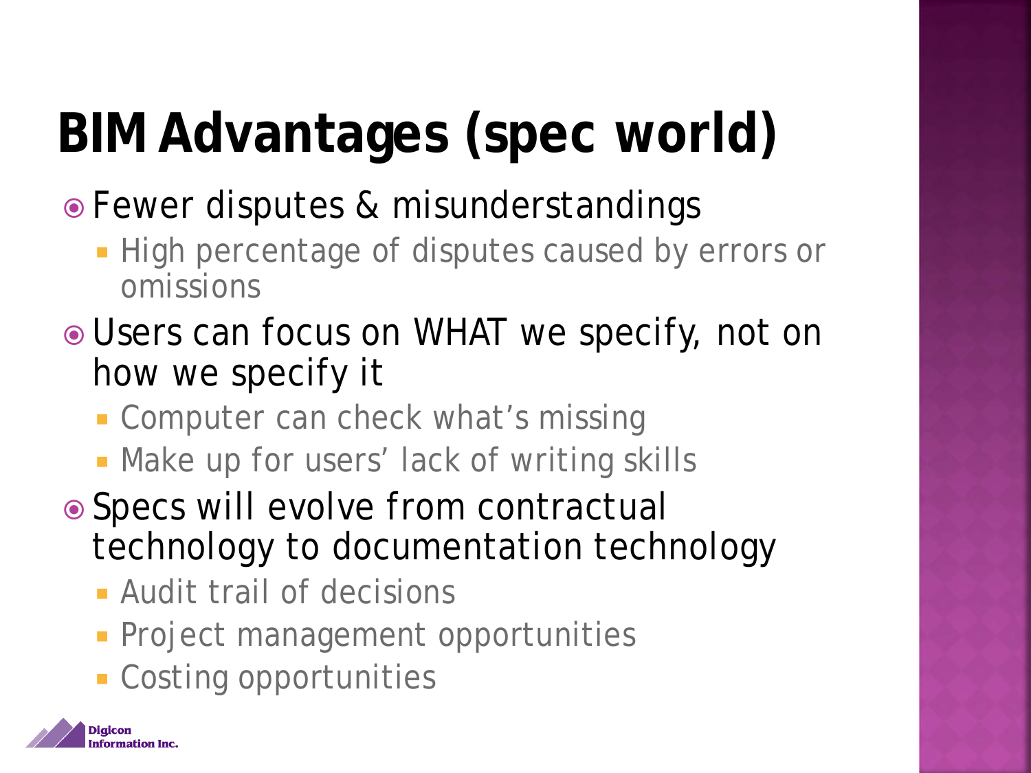# BIM Advantages (spec world)

- Fewer disputes & misunderstandings
  - High percentage of disputes caused by errors or omissions
- Users can focus on WHAT we specify, not on how we specify it
  - Computer can check what's missing
  - Make up for users' lack of writing skills
- Specs will evolve from contractual technology to documentation technology
  - Audit trail of decisions
  - Project management opportunities
  - Costing opportunities

Digicon Information Inc.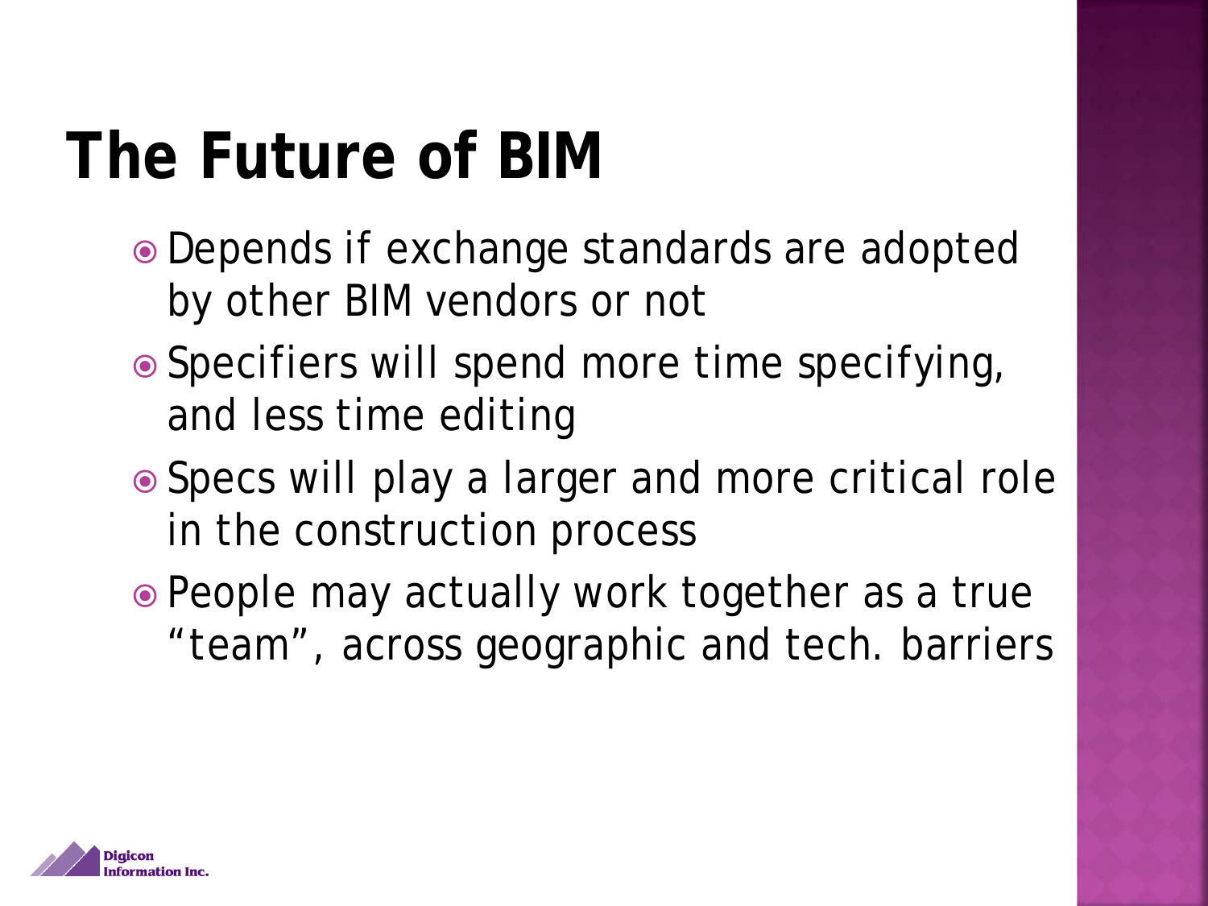# The Future of BIM

- Depends if exchange standards are adopted by other BIM vendors or not
- Specifiers will spend more time specifying, and less time editing
- Specs will play a larger and more critical role in the construction process
- People may actually work together as a true "team", across geographic and tech. barriers

Digicon Information Inc.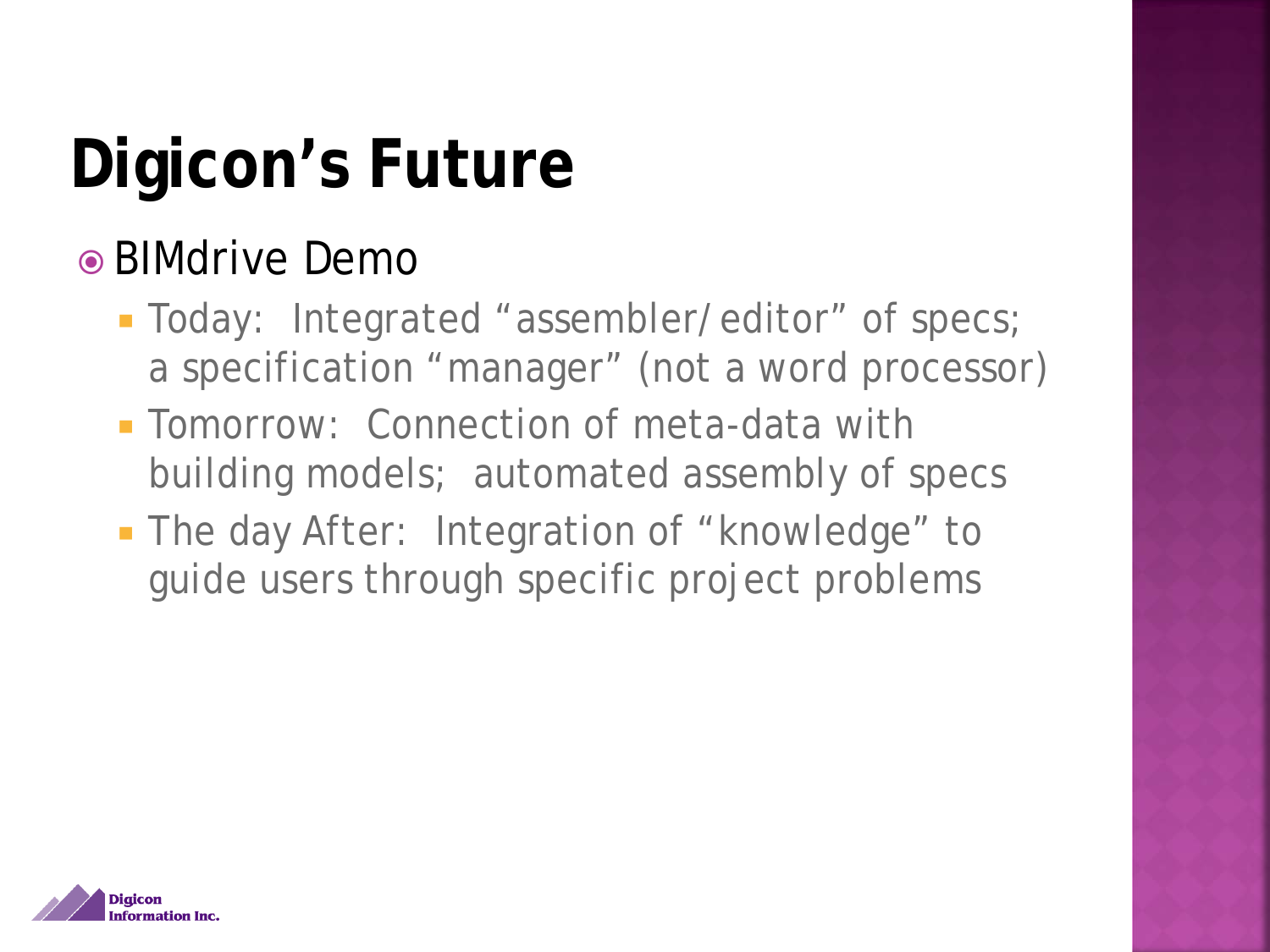# Digicon's Future

- BIMdrive Demo
  - Today: Integrated "assembler/editor" of specs; a specification "manager" (not a word processor)
  - Tomorrow: Connection of meta-data with building models; automated assembly of specs
  - The day After: Integration of "knowledge" to guide users through specific project problems

Digicon Information Inc.